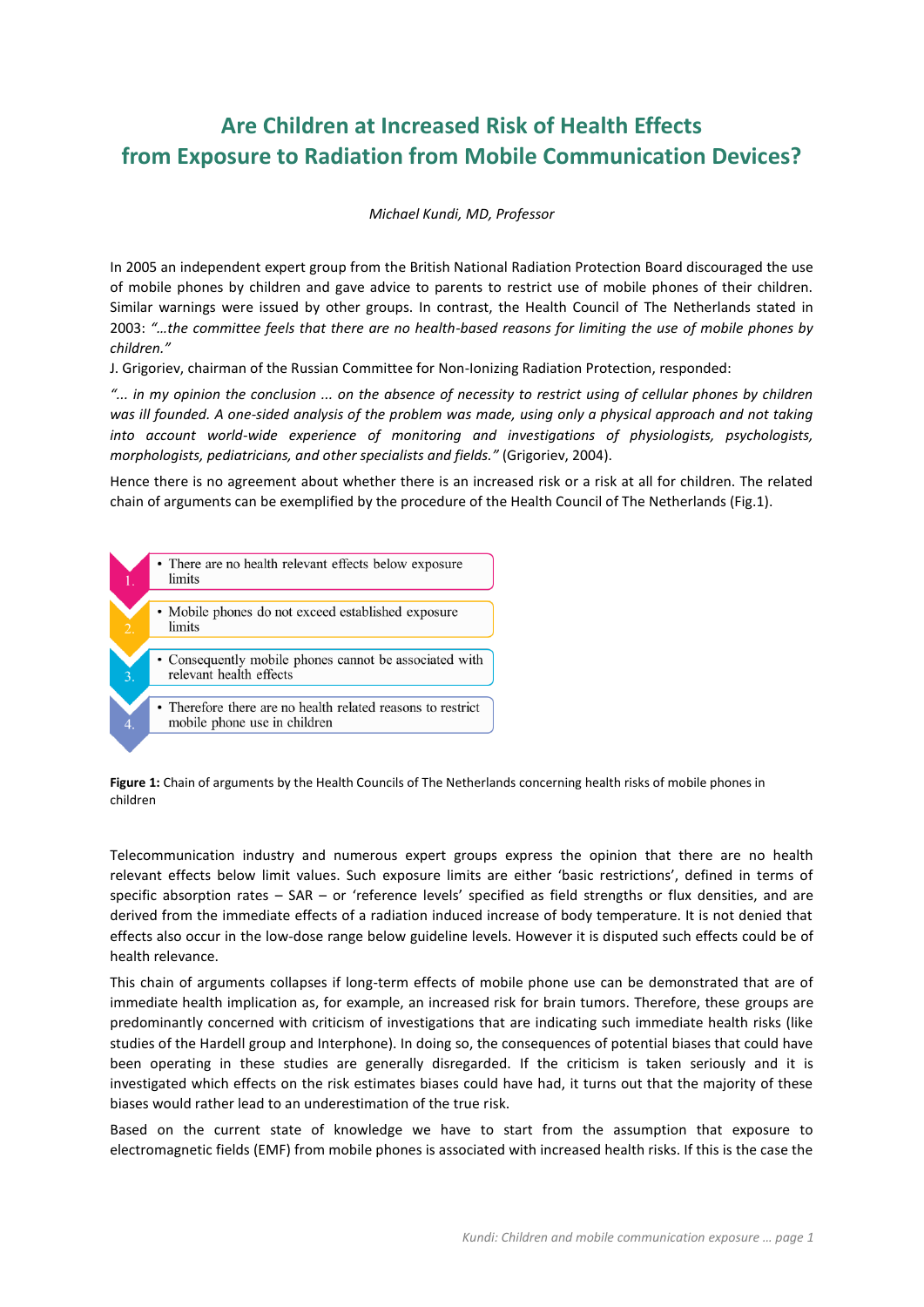# Are Children at Increased Risk of Health Effects from Exposure to Radiation from Mobile Communication Devices?

*Michael Kundi, MD, Professor*

In 2005 an independent expert group from the British National Radiation Protection Board discouraged the use of mobile phones by children and gave advice to parents to restrict use of mobile phones of their children. Similar warnings were issued by other groups. In contrast, the Health Council of The Netherlands stated in 2003: *"…the committee feels that there are no health-based reasons for limiting the use of mobile phones by children."*

J. Grigoriev, chairman of the Russian Committee for Non-Ionizing Radiation Protection, responded:

*"... in my opinion the conclusion ... on the absence of necessity to restrict using of cellular phones by children was ill founded. A one-sided analysis of the problem was made, using only a physical approach and not taking into account world-wide experience of monitoring and investigations of physiologists, psychologists, morphologists, pediatricians, and other specialists and fields."* (Grigoriev, 2004).

Hence there is no agreement about whether there is an increased risk or a risk at all for children. The related chain of arguments can be exemplified by the procedure of the Health Council of The Netherlands (Fig.1).

1. There are no health relevant effects below exposure limits
2. Mobile phones do not exceed established exposure limits
3. Consequently mobile phones cannot be associated with relevant health effects
4. Therefore there are no health related reasons to restrict mobile phone use in children

**Figure 1:** Chain of arguments by the Health Councils of The Netherlands concerning health risks of mobile phones in children

Telecommunication industry and numerous expert groups express the opinion that there are no health relevant effects below limit values. Such exposure limits are either 'basic restrictions', defined in terms of specific absorption rates – SAR – or 'reference levels' specified as field strengths or flux densities, and are derived from the immediate effects of a radiation induced increase of body temperature. It is not denied that effects also occur in the low-dose range below guideline levels. However it is disputed such effects could be of health relevance.

This chain of arguments collapses if long-term effects of mobile phone use can be demonstrated that are of immediate health implication as, for example, an increased risk for brain tumors. Therefore, these groups are predominantly concerned with criticism of investigations that are indicating such immediate health risks (like studies of the Hardell group and Interphone). In doing so, the consequences of potential biases that could have been operating in these studies are generally disregarded. If the criticism is taken seriously and it is investigated which effects on the risk estimates biases could have had, it turns out that the majority of these biases would rather lead to an underestimation of the true risk.

Based on the current state of knowledge we have to start from the assumption that exposure to electromagnetic fields (EMF) from mobile phones is associated with increased health risks. If this is the case the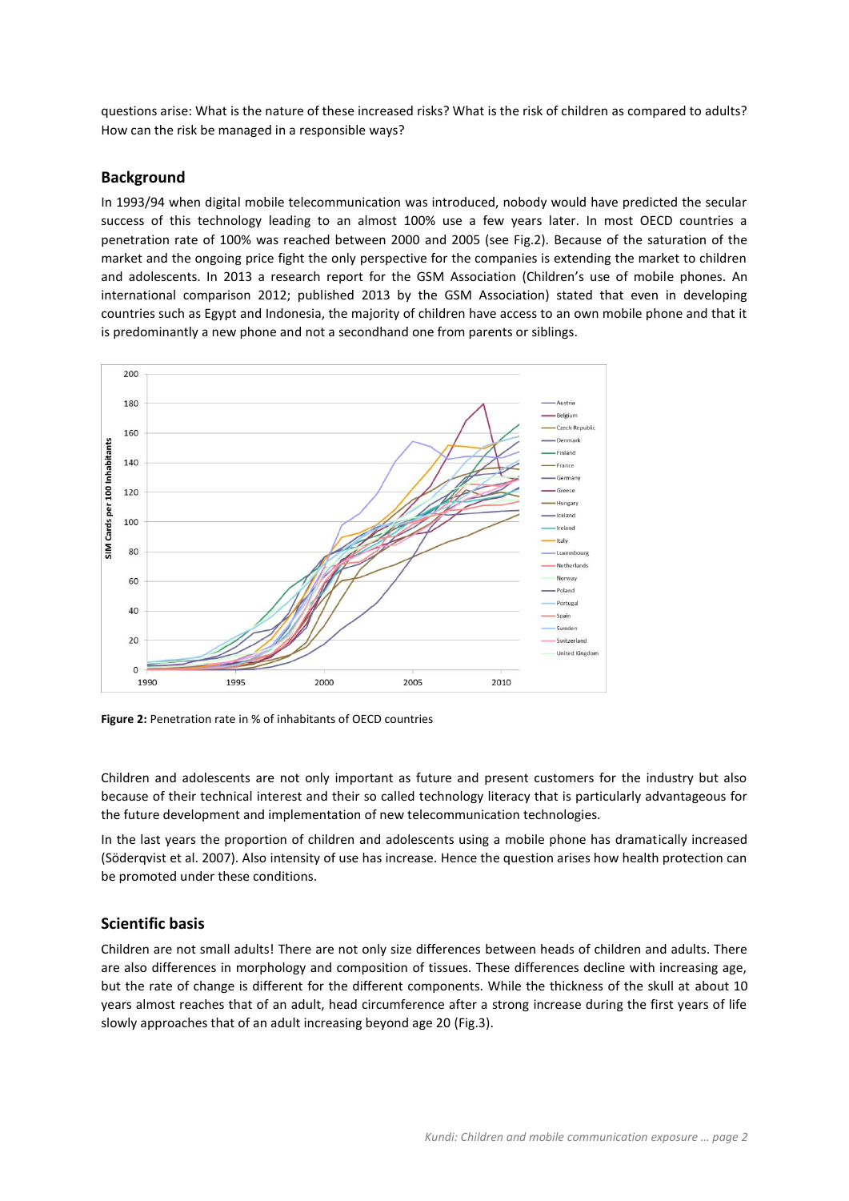questions arise: What is the nature of these increased risks? What is the risk of children as compared to adults? How can the risk be managed in a responsible ways?

## Background

In 1993/94 when digital mobile telecommunication was introduced, nobody would have predicted the secular success of this technology leading to an almost 100% use a few years later. In most OECD countries a penetration rate of 100% was reached between 2000 and 2005 (see Fig.2). Because of the saturation of the market and the ongoing price fight the only perspective for the companies is extending the market to children and adolescents. In 2013 a research report for the GSM Association (Children's use of mobile phones. An international comparison 2012; published 2013 by the GSM Association) stated that even in developing countries such as Egypt and Indonesia, the majority of children have access to an own mobile phone and that it is predominantly a new phone and not a secondhand one from parents or siblings.

**Figure 2:** Penetration rate in % of inhabitants of OECD countries

Children and adolescents are not only important as future and present customers for the industry but also because of their technical interest and their so called technology literacy that is particularly advantageous for the future development and implementation of new telecommunication technologies.

In the last years the proportion of children and adolescents using a mobile phone has dramatically increased (Söderqvist et al. 2007). Also intensity of use has increase. Hence the question arises how health protection can be promoted under these conditions.

## Scientific basis

Children are not small adults! There are not only size differences between heads of children and adults. There are also differences in morphology and composition of tissues. These differences decline with increasing age, but the rate of change is different for the different components. While the thickness of the skull at about 10 years almost reaches that of an adult, head circumference after a strong increase during the first years of life slowly approaches that of an adult increasing beyond age 20 (Fig.3).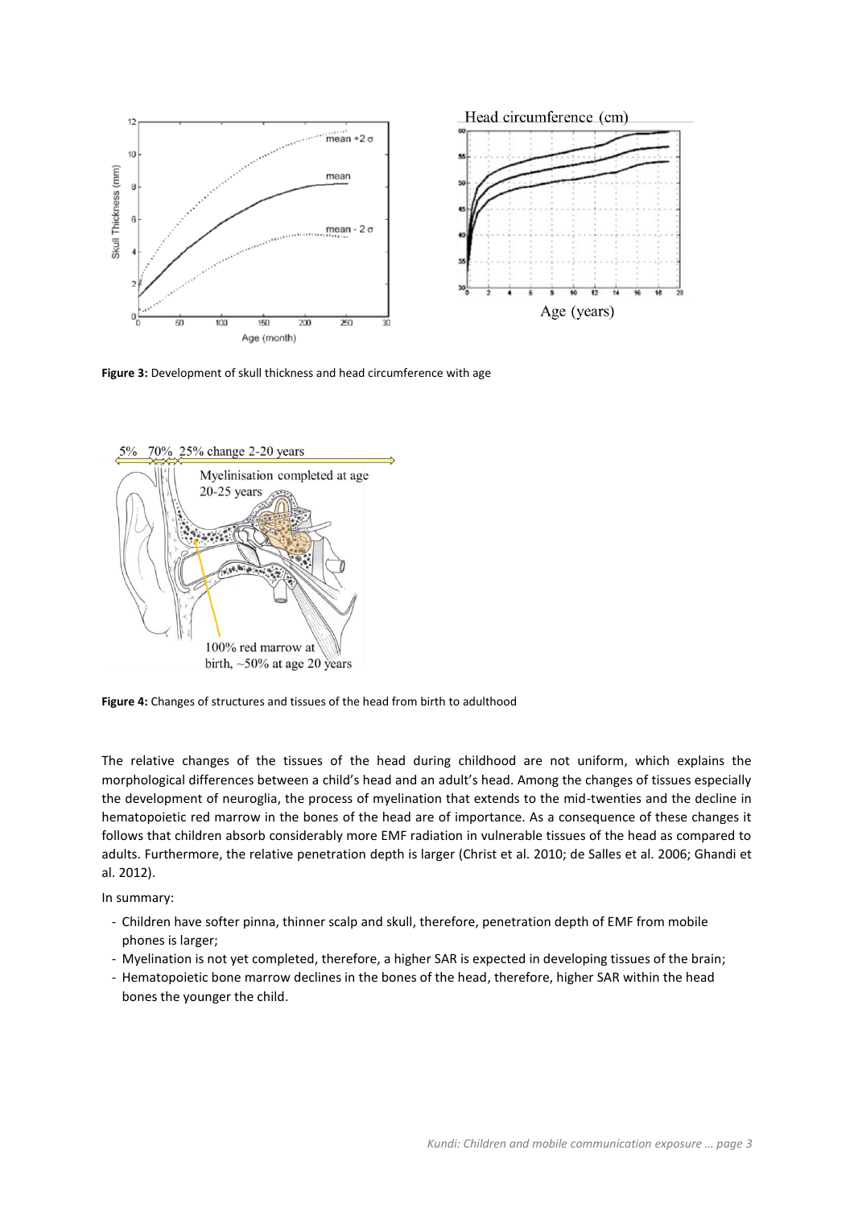**Figure 3:** Development of skull thickness and head circumference with age

**Figure 4:** Changes of structures and tissues of the head from birth to adulthood

The relative changes of the tissues of the head during childhood are not uniform, which explains the morphological differences between a child's head and an adult's head. Among the changes of tissues especially the development of neuroglia, the process of myelination that extends to the mid-twenties and the decline in hematopoietic red marrow in the bones of the head are of importance. As a consequence of these changes it follows that children absorb considerably more EMF radiation in vulnerable tissues of the head as compared to adults. Furthermore, the relative penetration depth is larger (Christ et al. 2010; de Salles et al. 2006; Ghandi et al. 2012).

In summary:

- Children have softer pinna, thinner scalp and skull, therefore, penetration depth of EMF from mobile phones is larger;
- Myelination is not yet completed, therefore, a higher SAR is expected in developing tissues of the brain;
- Hematopoietic bone marrow declines in the bones of the head, therefore, higher SAR within the head bones the younger the child.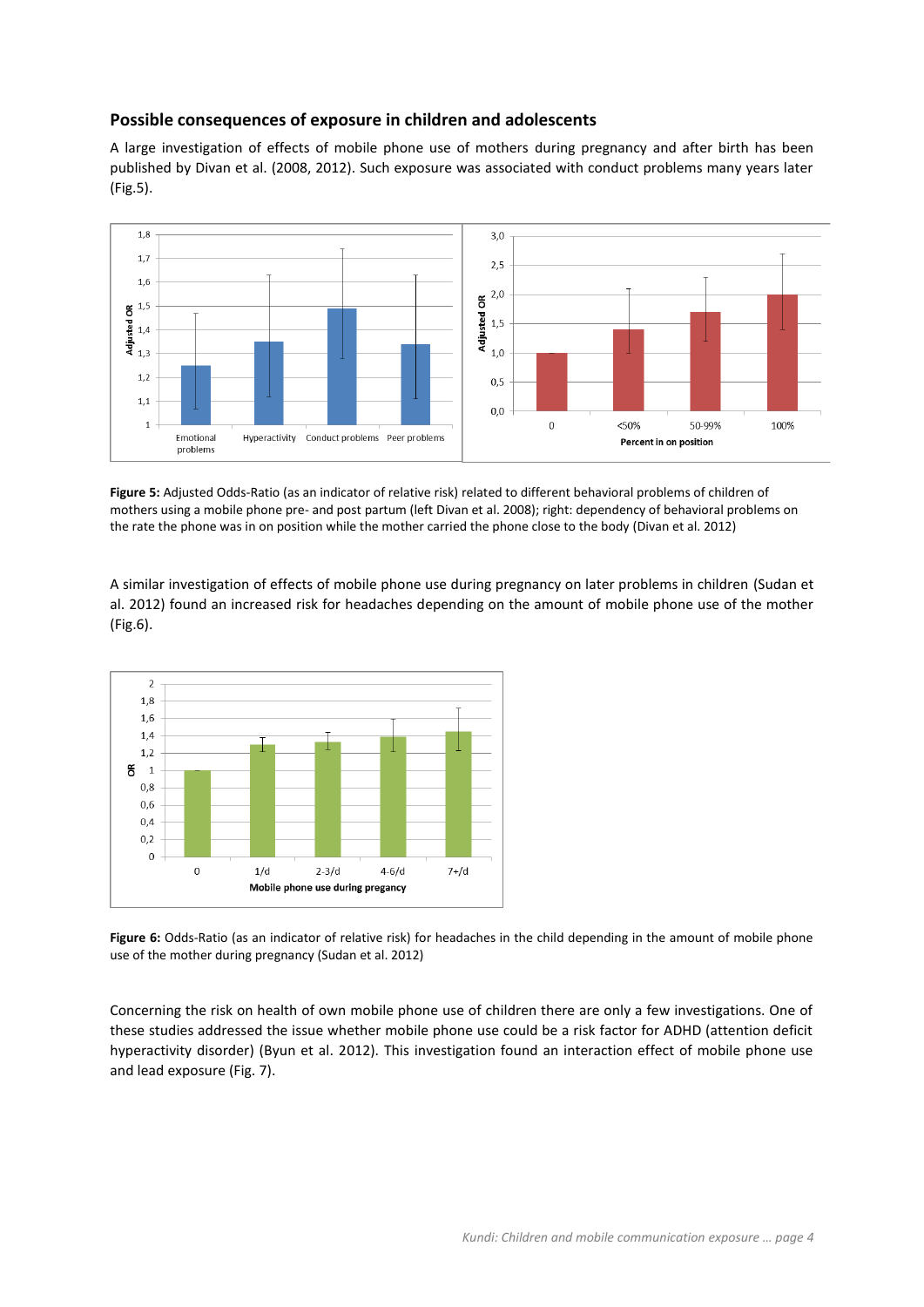## Possible consequences of exposure in children and adolescents

A large investigation of effects of mobile phone use of mothers during pregnancy and after birth has been published by Divan et al. (2008, 2012). Such exposure was associated with conduct problems many years later (Fig.5).

**Figure 5:** Adjusted Odds-Ratio (as an indicator of relative risk) related to different behavioral problems of children of mothers using a mobile phone pre- and post partum (left Divan et al. 2008); right: dependency of behavioral problems on the rate the phone was in on position while the mother carried the phone close to the body (Divan et al. 2012)

A similar investigation of effects of mobile phone use during pregnancy on later problems in children (Sudan et al. 2012) found an increased risk for headaches depending on the amount of mobile phone use of the mother (Fig.6).

**Figure 6:** Odds-Ratio (as an indicator of relative risk) for headaches in the child depending in the amount of mobile phone use of the mother during pregnancy (Sudan et al. 2012)

Concerning the risk on health of own mobile phone use of children there are only a few investigations. One of these studies addressed the issue whether mobile phone use could be a risk factor for ADHD (attention deficit hyperactivity disorder) (Byun et al. 2012). This investigation found an interaction effect of mobile phone use and lead exposure (Fig. 7).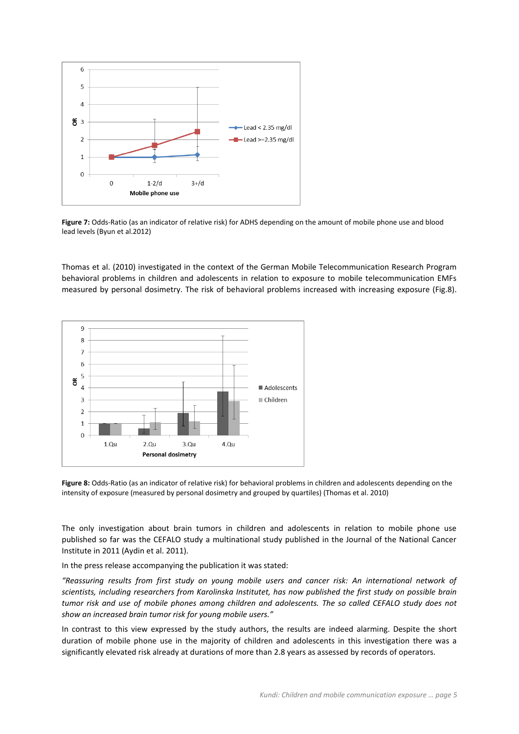**Figure 7:** Odds-Ratio (as an indicator of relative risk) for ADHS depending on the amount of mobile phone use and blood lead levels (Byun et al.2012)

Thomas et al. (2010) investigated in the context of the German Mobile Telecommunication Research Program behavioral problems in children and adolescents in relation to exposure to mobile telecommunication EMFs measured by personal dosimetry. The risk of behavioral problems increased with increasing exposure (Fig.8).

**Figure 8:** Odds-Ratio (as an indicator of relative risk) for behavioral problems in children and adolescents depending on the intensity of exposure (measured by personal dosimetry and grouped by quartiles) (Thomas et al. 2010)

The only investigation about brain tumors in children and adolescents in relation to mobile phone use published so far was the CEFALO study a multinational study published in the Journal of the National Cancer Institute in 2011 (Aydin et al. 2011).

In the press release accompanying the publication it was stated:

*"Reassuring results from first study on young mobile users and cancer risk: An international network of scientists, including researchers from Karolinska Institutet, has now published the first study on possible brain tumor risk and use of mobile phones among children and adolescents. The so called CEFALO study does not show an increased brain tumor risk for young mobile users."*

In contrast to this view expressed by the study authors, the results are indeed alarming. Despite the short duration of mobile phone use in the majority of children and adolescents in this investigation there was a significantly elevated risk already at durations of more than 2.8 years as assessed by records of operators.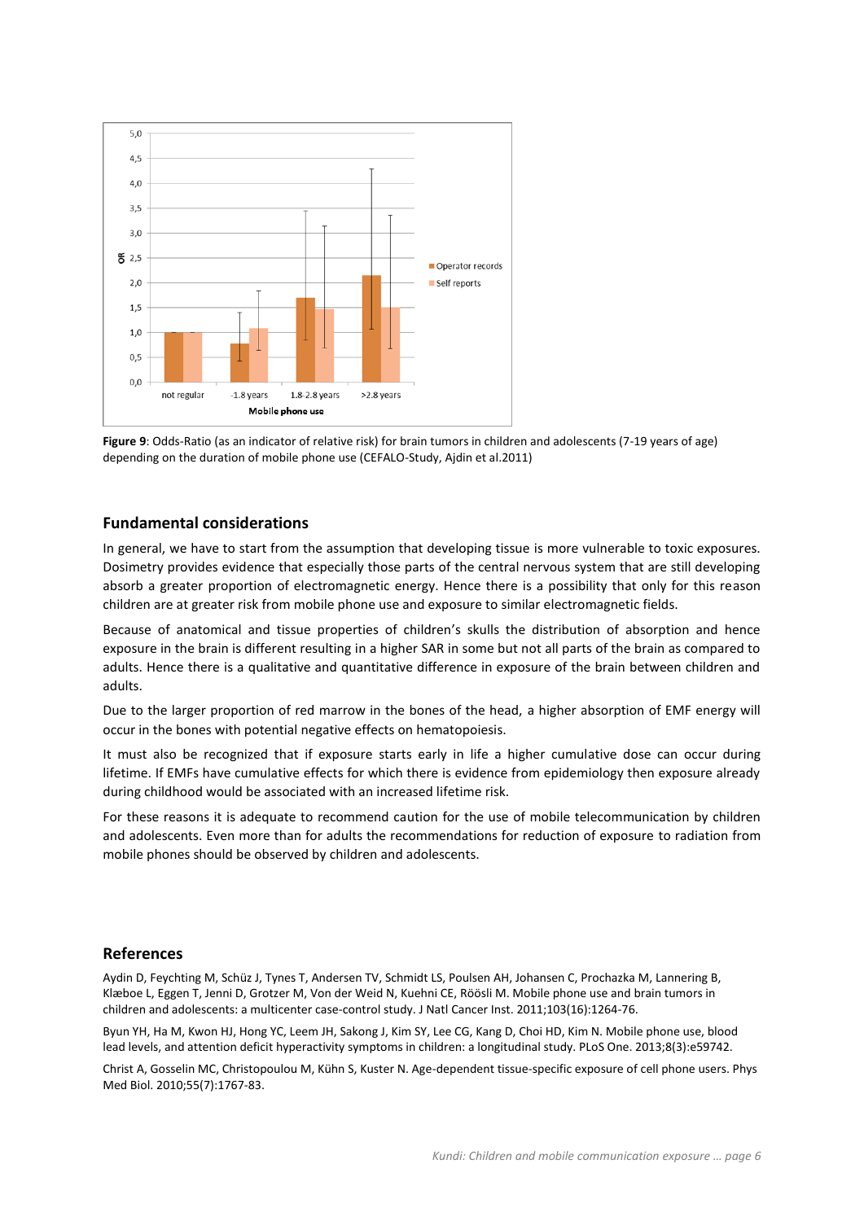**Figure 9**: Odds-Ratio (as an indicator of relative risk) for brain tumors in children and adolescents (7-19 years of age) depending on the duration of mobile phone use (CEFALO-Study, Ajdin et al.2011)

## Fundamental considerations

In general, we have to start from the assumption that developing tissue is more vulnerable to toxic exposures. Dosimetry provides evidence that especially those parts of the central nervous system that are still developing absorb a greater proportion of electromagnetic energy. Hence there is a possibility that only for this reason children are at greater risk from mobile phone use and exposure to similar electromagnetic fields.

Because of anatomical and tissue properties of children's skulls the distribution of absorption and hence exposure in the brain is different resulting in a higher SAR in some but not all parts of the brain as compared to adults. Hence there is a qualitative and quantitative difference in exposure of the brain between children and adults.

Due to the larger proportion of red marrow in the bones of the head, a higher absorption of EMF energy will occur in the bones with potential negative effects on hematopoiesis.

It must also be recognized that if exposure starts early in life a higher cumulative dose can occur during lifetime. If EMFs have cumulative effects for which there is evidence from epidemiology then exposure already during childhood would be associated with an increased lifetime risk.

For these reasons it is adequate to recommend caution for the use of mobile telecommunication by children and adolescents. Even more than for adults the recommendations for reduction of exposure to radiation from mobile phones should be observed by children and adolescents.

## References

Aydin D, Feychting M, Schüz J, Tynes T, Andersen TV, Schmidt LS, Poulsen AH, Johansen C, Prochazka M, Lannering B, Klæboe L, Eggen T, Jenni D, Grotzer M, Von der Weid N, Kuehni CE, Röösli M. Mobile phone use and brain tumors in children and adolescents: a multicenter case-control study. J Natl Cancer Inst. 2011;103(16):1264-76.

Byun YH, Ha M, Kwon HJ, Hong YC, Leem JH, Sakong J, Kim SY, Lee CG, Kang D, Choi HD, Kim N. Mobile phone use, blood lead levels, and attention deficit hyperactivity symptoms in children: a longitudinal study. PLoS One. 2013;8(3):e59742.

Christ A, Gosselin MC, Christopoulou M, Kühn S, Kuster N. Age-dependent tissue-specific exposure of cell phone users. Phys Med Biol. 2010;55(7):1767-83.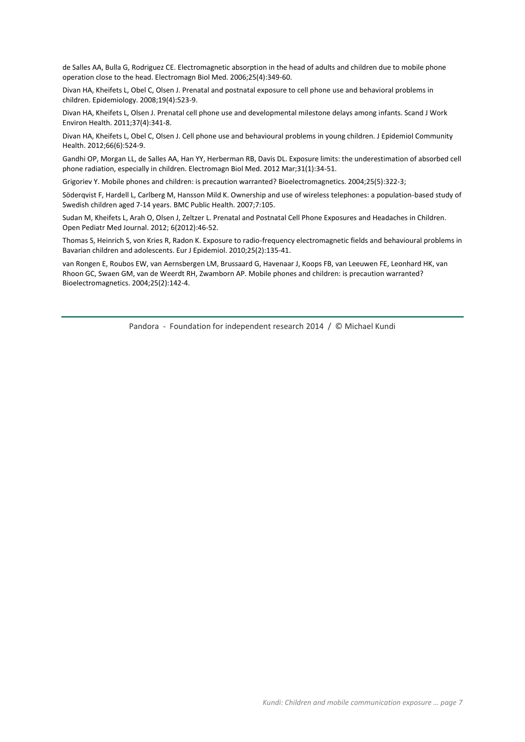de Salles AA, Bulla G, Rodriguez CE. Electromagnetic absorption in the head of adults and children due to mobile phone operation close to the head. Electromagn Biol Med. 2006;25(4):349-60.

Divan HA, Kheifets L, Obel C, Olsen J. Prenatal and postnatal exposure to cell phone use and behavioral problems in children. Epidemiology. 2008;19(4):523-9.

Divan HA, Kheifets L, Olsen J. Prenatal cell phone use and developmental milestone delays among infants. Scand J Work Environ Health. 2011;37(4):341-8.

Divan HA, Kheifets L, Obel C, Olsen J. Cell phone use and behavioural problems in young children. J Epidemiol Community Health. 2012;66(6):524-9.

Gandhi OP, Morgan LL, de Salles AA, Han YY, Herberman RB, Davis DL. Exposure limits: the underestimation of absorbed cell phone radiation, especially in children. Electromagn Biol Med. 2012 Mar;31(1):34-51.

Grigoriev Y. Mobile phones and children: is precaution warranted? Bioelectromagnetics. 2004;25(5):322-3;

Söderqvist F, Hardell L, Carlberg M, Hansson Mild K. Ownership and use of wireless telephones: a population-based study of Swedish children aged 7-14 years. BMC Public Health. 2007;7:105.

Sudan M, Kheifets L, Arah O, Olsen J, Zeltzer L. Prenatal and Postnatal Cell Phone Exposures and Headaches in Children. Open Pediatr Med Journal. 2012; 6(2012):46-52.

Thomas S, Heinrich S, von Kries R, Radon K. Exposure to radio-frequency electromagnetic fields and behavioural problems in Bavarian children and adolescents. Eur J Epidemiol. 2010;25(2):135-41.

van Rongen E, Roubos EW, van Aernsbergen LM, Brussaard G, Havenaar J, Koops FB, van Leeuwen FE, Leonhard HK, van Rhoon GC, Swaen GM, van de Weerdt RH, Zwamborn AP. Mobile phones and children: is precaution warranted? Bioelectromagnetics. 2004;25(2):142-4.

Pandora - Foundation for independent research 2014 / © Michael Kundi